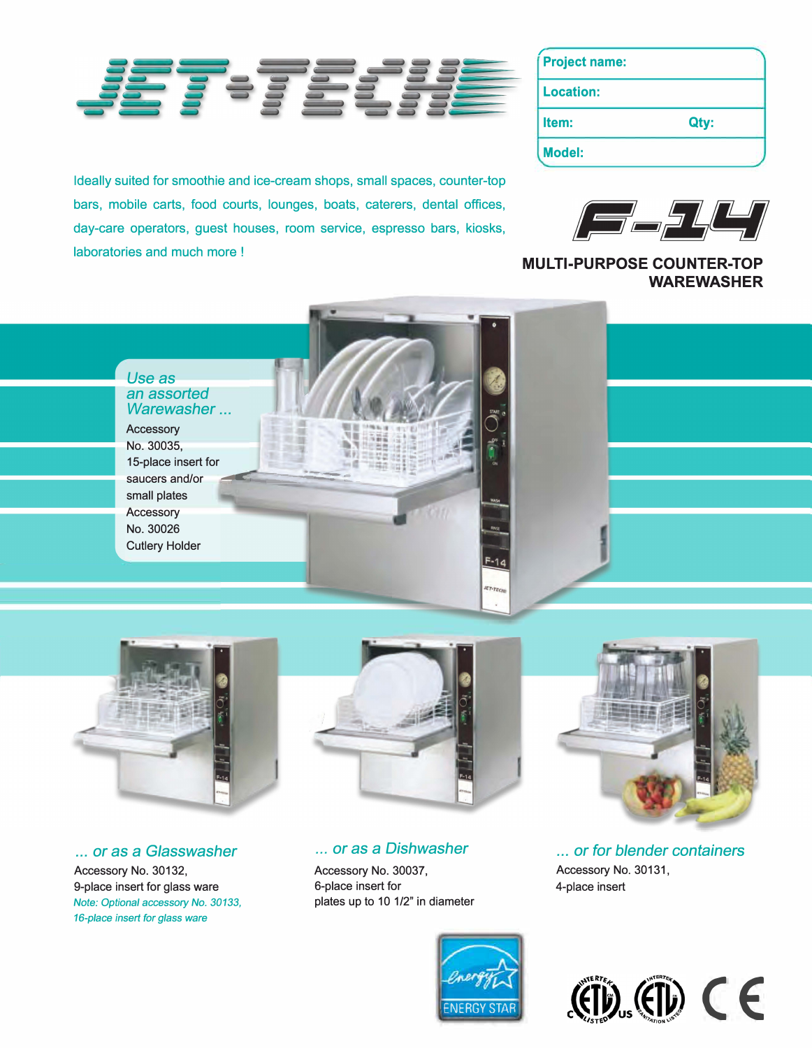# JET-TECH

| Project name: | |
|---|---|
| Location: | |
| Item: | Qty: |
| Model: | |

Ideally suited for smoothie and ice-cream shops, small spaces, counter-top bars, mobile carts, food courts, lounges, boats, caterers, dental offices, day-care operators, guest houses, room service, espresso bars, kiosks, laboratories and much more !

## F-14

**MULTI-PURPOSE COUNTER-TOP WAREWASHER**

*Use as an assorted Warewasher ...*

Accessory No. 30035, 15-place insert for saucers and/or small plates

Accessory No. 30026 Cutlery Holder

*... or as a Glasswasher*

Accessory No. 30132, 9-place insert for glass ware

*Note: Optional accessory No. 30133, 16-place insert for glass ware*

*... or as a Dishwasher*

Accessory No. 30037, 6-place insert for plates up to 10 1/2" in diameter

*... or for blender containers*

Accessory No. 30131, 4-place insert

ENERGY STAR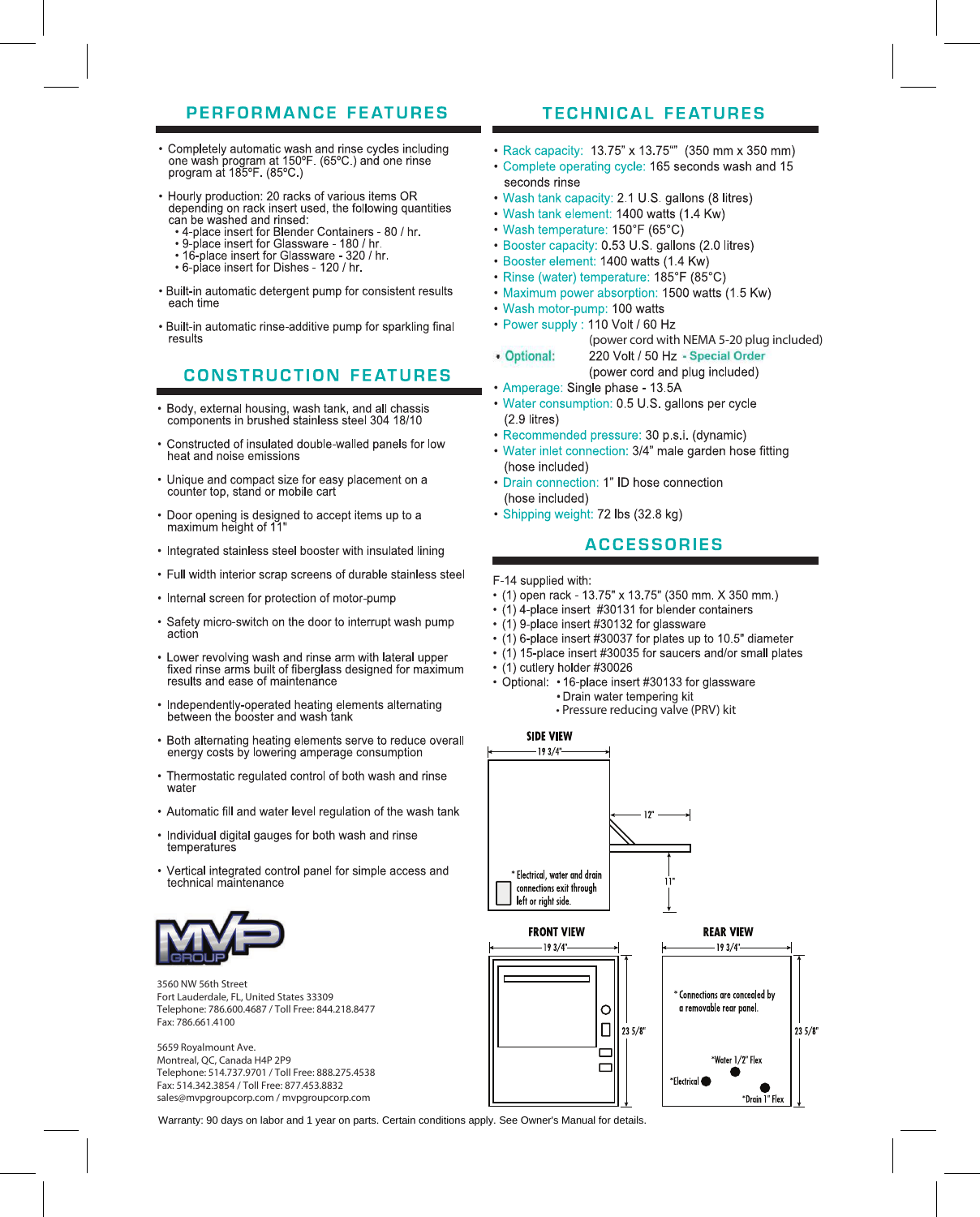## PERFORMANCE FEATURES

- Completely automatic wash and rinse cycles including one wash program at 150ºF. (65ºC.) and one rinse program at 185ºF. (85ºC.)
- Hourly production: 20 racks of various items OR depending on rack insert used, the following quantities can be washed and rinsed:
  - 4-place insert for Blender Containers - 80 / hr.
  - 9-place insert for Glassware - 180 / hr.
  - 16-place insert for Glassware - 320 / hr.
  - 6-place insert for Dishes - 120 / hr.
- Built-in automatic detergent pump for consistent results each time
- Built-in automatic rinse-additive pump for sparkling final results

## CONSTRUCTION FEATURES

- Body, external housing, wash tank, and all chassis components in brushed stainless steel 304 18/10
- Constructed of insulated double-walled panels for low heat and noise emissions
- Unique and compact size for easy placement on a counter top, stand or mobile cart
- Door opening is designed to accept items up to a maximum height of 11"
- Integrated stainless steel booster with insulated lining
- Full width interior scrap screens of durable stainless steel
- Internal screen for protection of motor-pump
- Safety micro-switch on the door to interrupt wash pump action
- Lower revolving wash and rinse arm with lateral upper fixed rinse arms built of fiberglass designed for maximum results and ease of maintenance
- Independently-operated heating elements alternating between the booster and wash tank
- Both alternating heating elements serve to reduce overall energy costs by lowering amperage consumption
- Thermostatic regulated control of both wash and rinse water
- Automatic fill and water level regulation of the wash tank
- Individual digital gauges for both wash and rinse temperatures
- Vertical integrated control panel for simple access and technical maintenance

MVP GROUP

3560 NW 56th Street
Fort Lauderdale, FL, United States 33309
Telephone: 786.600.4687 / Toll Free: 844.218.8477
Fax: 786.661.4100

5659 Royalmount Ave.
Montreal, QC, Canada H4P 2P9
Telephone: 514.737.9701 / Toll Free: 888.275.4538
Fax: 514.342.3854 / Toll Free: 877.453.8832
sales@mvpgroupcorp.com / mvpgroupcorp.com

## TECHNICAL FEATURES

- Rack capacity: 13.75" x 13.75"" (350 mm x 350 mm)
- Complete operating cycle: 165 seconds wash and 15 seconds rinse
- Wash tank capacity: 2.1 U.S. gallons (8 litres)
- Wash tank element: 1400 watts (1.4 Kw)
- Wash temperature: 150°F (65°C)
- Booster capacity: 0.53 U.S. gallons (2.0 litres)
- Booster element: 1400 watts (1.4 Kw)
- Rinse (water) temperature: 185°F (85°C)
- Maximum power absorption: 1500 watts (1.5 Kw)
- Wash motor-pump: 100 watts
- Power supply : 110 Volt / 60 Hz (power cord with NEMA 5-20 plug included)
- **Optional:** 220 Volt / 50 Hz **- Special Order** (power cord and plug included)
- Amperage: Single phase - 13.5A
- Water consumption: 0.5 U.S. gallons per cycle (2.9 litres)
- Recommended pressure: 30 p.s.i. (dynamic)
- Water inlet connection: 3/4" male garden hose fitting (hose included)
- Drain connection: 1" ID hose connection (hose included)
- Shipping weight: 72 lbs (32.8 kg)

## ACCESSORIES

F-14 supplied with:

- (1) open rack - 13.75" x 13.75" (350 mm. X 350 mm.)
- (1) 4-place insert #30131 for blender containers
- (1) 9-place insert #30132 for glassware
- (1) 6-place insert #30037 for plates up to 10.5" diameter
- (1) 15-place insert #30035 for saucers and/or small plates
- (1) cutlery holder #30026
- Optional:
  - 16-place insert #30133 for glassware
  - Drain water tempering kit
  - Pressure reducing valve (PRV) kit

SIDE VIEW

19 3/4"

12"

11"

* Electrical, water and drain connections exit through left or right side.

FRONT VIEW

19 3/4"

23 5/8"

REAR VIEW

19 3/4"

23 5/8"

* Connections are concealed by a removable rear panel.

*Water 1/2" Flex

*Electrical

*Drain 1" Flex

Warranty: 90 days on labor and 1 year on parts. Certain conditions apply. See Owner's Manual for details.